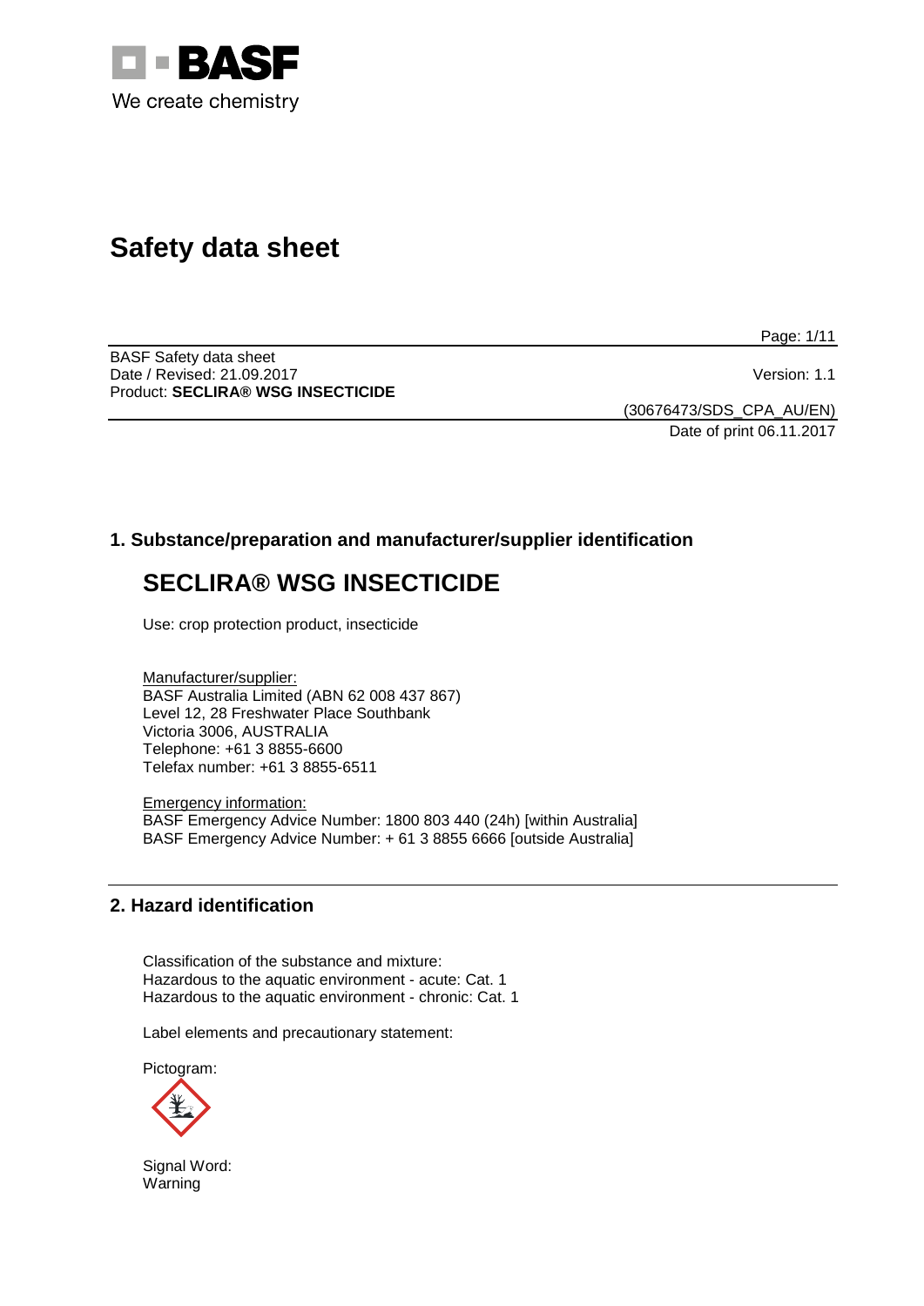# Safety data sheet

BASF Safety data sheet
Date / Revised: 21.09.2017
Product: **SECLIRA® WSG INSECTICIDE**

Version: 1.1

(30676473/SDS_CPA_AU/EN)
Date of print 06.11.2017

## 1. Substance/preparation and manufacturer/supplier identification

# SECLIRA® WSG INSECTICIDE

Use: crop protection product, insecticide

Manufacturer/supplier:
BASF Australia Limited (ABN 62 008 437 867)
Level 12, 28 Freshwater Place Southbank
Victoria 3006, AUSTRALIA
Telephone: +61 3 8855-6600
Telefax number: +61 3 8855-6511

Emergency information:
BASF Emergency Advice Number: 1800 803 440 (24h) [within Australia]
BASF Emergency Advice Number: + 61 3 8855 6666 [outside Australia]

## 2. Hazard identification

Classification of the substance and mixture:
Hazardous to the aquatic environment - acute: Cat. 1
Hazardous to the aquatic environment - chronic: Cat. 1

Label elements and precautionary statement:

Pictogram:

Signal Word:
Warning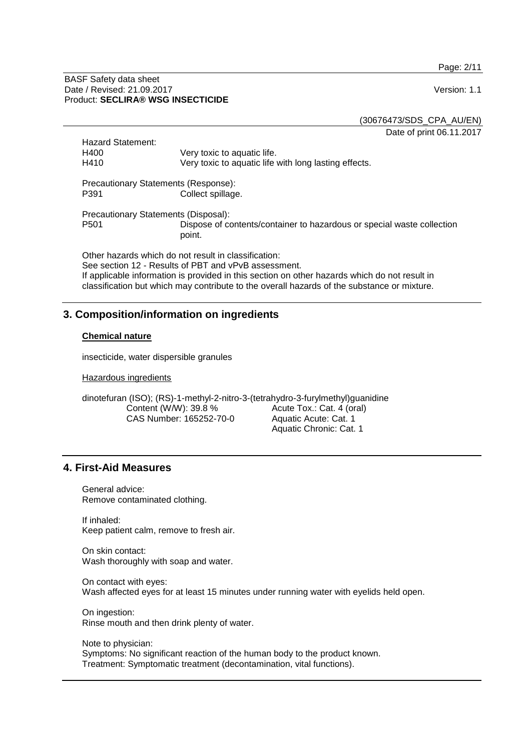Hazard Statement:

| | |
|---|---|
| H400 | Very toxic to aquatic life. |
| H410 | Very toxic to aquatic life with long lasting effects. |

Precautionary Statements (Response):

| | |
|---|---|
| P391 | Collect spillage. |

Precautionary Statements (Disposal):

| | |
|---|---|
| P501 | Dispose of contents/container to hazardous or special waste collection point. |

Other hazards which do not result in classification:
See section 12 - Results of PBT and vPvB assessment.
If applicable information is provided in this section on other hazards which do not result in classification but which may contribute to the overall hazards of the substance or mixture.

## 3. Composition/information on ingredients

**Chemical nature**

insecticide, water dispersible granules

Hazardous ingredients

dinotefuran (ISO); (RS)-1-methyl-2-nitro-3-(tetrahydro-3-furylmethyl)guanidine

| | |
|---|---|
| Content (W/W): 39.8 % | Acute Tox.: Cat. 4 (oral) |
| CAS Number: 165252-70-0 | Aquatic Acute: Cat. 1 |
| | Aquatic Chronic: Cat. 1 |

## 4. First-Aid Measures

General advice:
Remove contaminated clothing.

If inhaled:
Keep patient calm, remove to fresh air.

On skin contact:
Wash thoroughly with soap and water.

On contact with eyes:
Wash affected eyes for at least 15 minutes under running water with eyelids held open.

On ingestion:
Rinse mouth and then drink plenty of water.

Note to physician:
Symptoms: No significant reaction of the human body to the product known.
Treatment: Symptomatic treatment (decontamination, vital functions).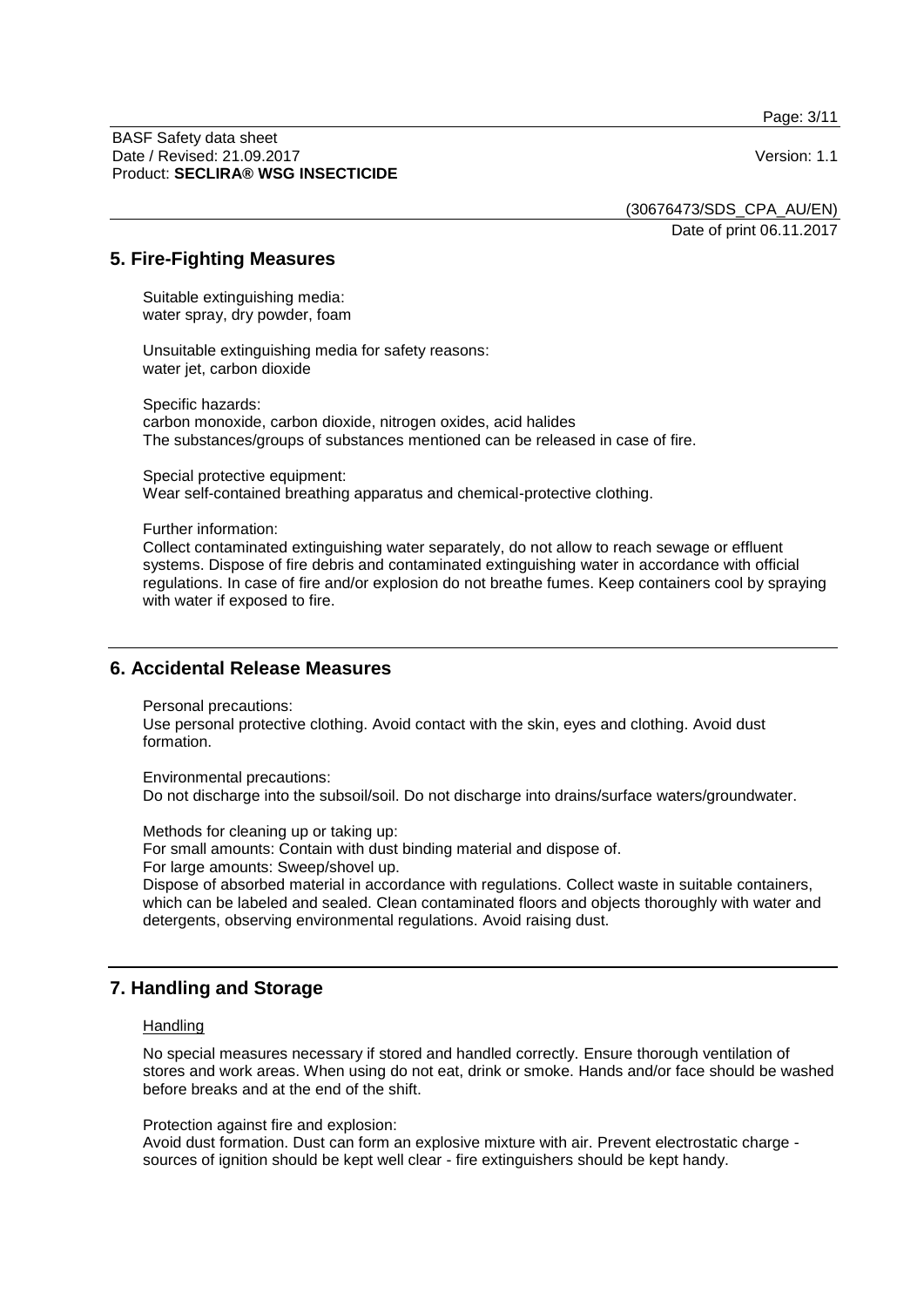## 5. Fire-Fighting Measures

Suitable extinguishing media:
water spray, dry powder, foam

Unsuitable extinguishing media for safety reasons:
water jet, carbon dioxide

Specific hazards:
carbon monoxide, carbon dioxide, nitrogen oxides, acid halides
The substances/groups of substances mentioned can be released in case of fire.

Special protective equipment:
Wear self-contained breathing apparatus and chemical-protective clothing.

Further information:
Collect contaminated extinguishing water separately, do not allow to reach sewage or effluent systems. Dispose of fire debris and contaminated extinguishing water in accordance with official regulations. In case of fire and/or explosion do not breathe fumes. Keep containers cool by spraying with water if exposed to fire.

## 6. Accidental Release Measures

Personal precautions:
Use personal protective clothing. Avoid contact with the skin, eyes and clothing. Avoid dust formation.

Environmental precautions:
Do not discharge into the subsoil/soil. Do not discharge into drains/surface waters/groundwater.

Methods for cleaning up or taking up:
For small amounts: Contain with dust binding material and dispose of.
For large amounts: Sweep/shovel up.
Dispose of absorbed material in accordance with regulations. Collect waste in suitable containers, which can be labeled and sealed. Clean contaminated floors and objects thoroughly with water and detergents, observing environmental regulations. Avoid raising dust.

## 7. Handling and Storage

Handling

No special measures necessary if stored and handled correctly. Ensure thorough ventilation of stores and work areas. When using do not eat, drink or smoke. Hands and/or face should be washed before breaks and at the end of the shift.

Protection against fire and explosion:
Avoid dust formation. Dust can form an explosive mixture with air. Prevent electrostatic charge - sources of ignition should be kept well clear - fire extinguishers should be kept handy.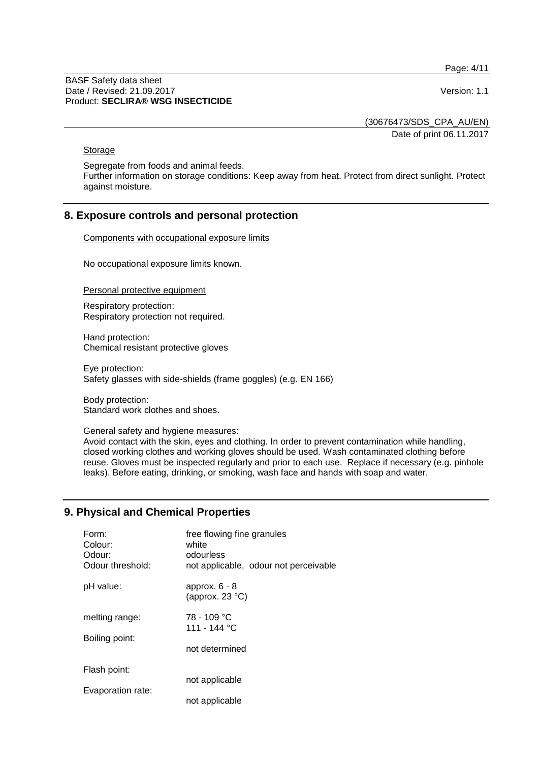Storage

Segregate from foods and animal feeds.
Further information on storage conditions: Keep away from heat. Protect from direct sunlight. Protect against moisture.

## 8. Exposure controls and personal protection

Components with occupational exposure limits

No occupational exposure limits known.

Personal protective equipment

Respiratory protection:
Respiratory protection not required.

Hand protection:
Chemical resistant protective gloves

Eye protection:
Safety glasses with side-shields (frame goggles) (e.g. EN 166)

Body protection:
Standard work clothes and shoes.

General safety and hygiene measures:
Avoid contact with the skin, eyes and clothing. In order to prevent contamination while handling, closed working clothes and working gloves should be used. Wash contaminated clothing before reuse. Gloves must be inspected regularly and prior to each use. Replace if necessary (e.g. pinhole leaks). Before eating, drinking, or smoking, wash face and hands with soap and water.

## 9. Physical and Chemical Properties

| | |
|---|---|
| Form: | free flowing fine granules |
| Colour: | white |
| Odour: | odourless |
| Odour threshold: | not applicable, odour not perceivable |
| pH value: | approx. 6 - 8 (approx. 23 °C) |
| melting range: | 78 - 109 °C<br>111 - 144 °C |
| Boiling point: | not determined |
| Flash point: | not applicable |
| Evaporation rate: | not applicable |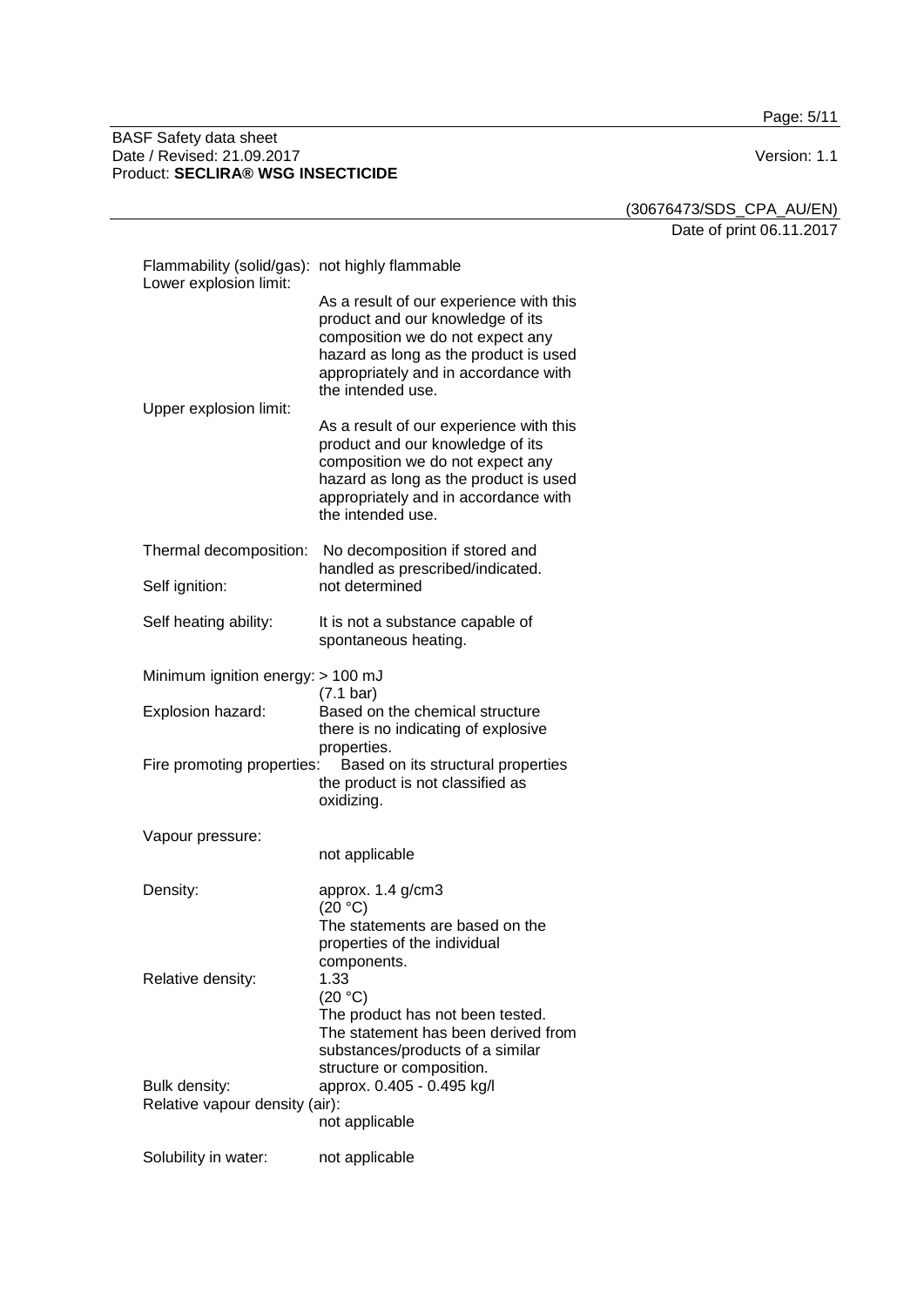| | |
|---|---|
| Flammability (solid/gas): | not highly flammable |
| Lower explosion limit: | As a result of our experience with this product and our knowledge of its composition we do not expect any hazard as long as the product is used appropriately and in accordance with the intended use. |
| Upper explosion limit: | As a result of our experience with this product and our knowledge of its composition we do not expect any hazard as long as the product is used appropriately and in accordance with the intended use. |
| Thermal decomposition: | No decomposition if stored and handled as prescribed/indicated. |
| Self ignition: | not determined |
| Self heating ability: | It is not a substance capable of spontaneous heating. |
| Minimum ignition energy: | > 100 mJ (7.1 bar) |
| Explosion hazard: | Based on the chemical structure there is no indicating of explosive properties. |
| Fire promoting properties: | Based on its structural properties the product is not classified as oxidizing. |
| Vapour pressure: | not applicable |
| Density: | approx. 1.4 g/cm3 (20 °C) The statements are based on the properties of the individual components. |
| Relative density: | 1.33 (20 °C) The product has not been tested. The statement has been derived from substances/products of a similar structure or composition. |
| Bulk density: | approx. 0.405 - 0.495 kg/l |
| Relative vapour density (air): | not applicable |
| Solubility in water: | not applicable |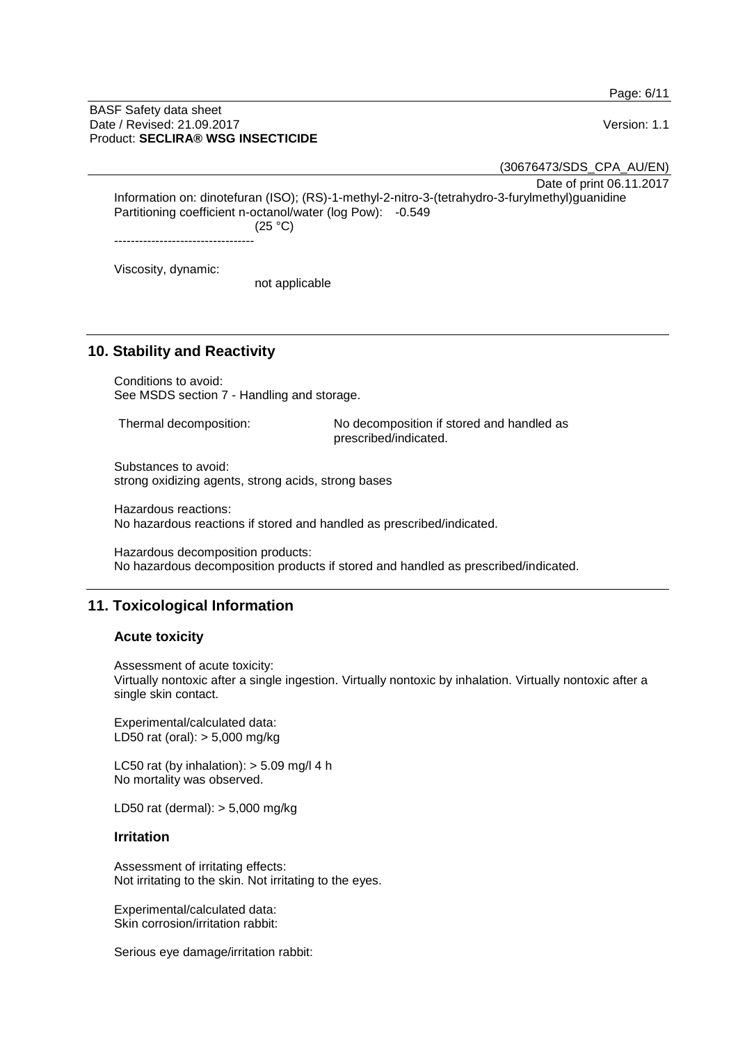Information on: dinotefuran (ISO); (RS)-1-methyl-2-nitro-3-(tetrahydro-3-furylmethyl)guanidine
Partitioning coefficient n-octanol/water (log Pow): -0.549
(25 °C)

----------------------------------

Viscosity, dynamic:
not applicable

## 10. Stability and Reactivity

Conditions to avoid:
See MSDS section 7 - Handling and storage.

Thermal decomposition: No decomposition if stored and handled as prescribed/indicated.

Substances to avoid:
strong oxidizing agents, strong acids, strong bases

Hazardous reactions:
No hazardous reactions if stored and handled as prescribed/indicated.

Hazardous decomposition products:
No hazardous decomposition products if stored and handled as prescribed/indicated.

## 11. Toxicological Information

### Acute toxicity

Assessment of acute toxicity:
Virtually nontoxic after a single ingestion. Virtually nontoxic by inhalation. Virtually nontoxic after a single skin contact.

Experimental/calculated data:
LD50 rat (oral): > 5,000 mg/kg

LC50 rat (by inhalation): > 5.09 mg/l 4 h
No mortality was observed.

LD50 rat (dermal): > 5,000 mg/kg

### Irritation

Assessment of irritating effects:
Not irritating to the skin. Not irritating to the eyes.

Experimental/calculated data:
Skin corrosion/irritation rabbit:

Serious eye damage/irritation rabbit: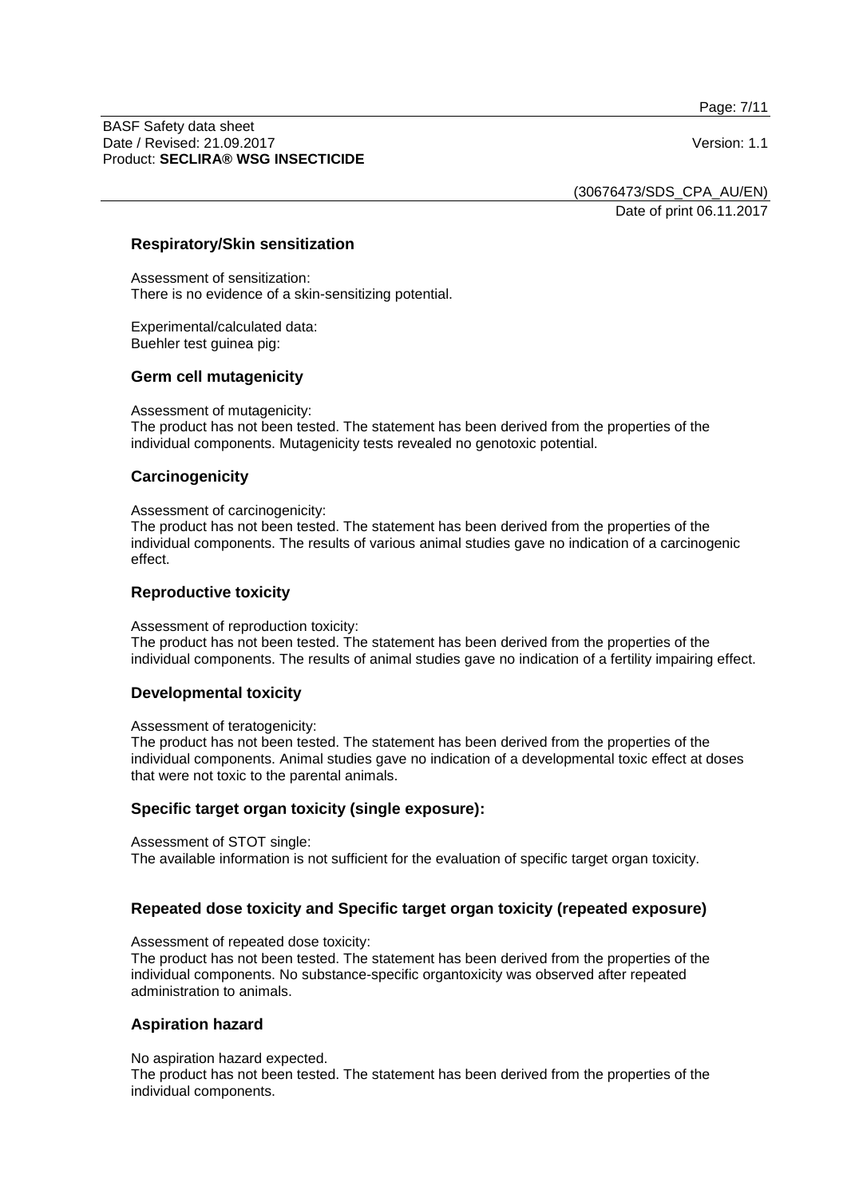### Respiratory/Skin sensitization

Assessment of sensitization:
There is no evidence of a skin-sensitizing potential.

Experimental/calculated data:
Buehler test guinea pig:

### Germ cell mutagenicity

Assessment of mutagenicity:
The product has not been tested. The statement has been derived from the properties of the individual components. Mutagenicity tests revealed no genotoxic potential.

### Carcinogenicity

Assessment of carcinogenicity:
The product has not been tested. The statement has been derived from the properties of the individual components. The results of various animal studies gave no indication of a carcinogenic effect.

### Reproductive toxicity

Assessment of reproduction toxicity:
The product has not been tested. The statement has been derived from the properties of the individual components. The results of animal studies gave no indication of a fertility impairing effect.

### Developmental toxicity

Assessment of teratogenicity:
The product has not been tested. The statement has been derived from the properties of the individual components. Animal studies gave no indication of a developmental toxic effect at doses that were not toxic to the parental animals.

### Specific target organ toxicity (single exposure):

Assessment of STOT single:
The available information is not sufficient for the evaluation of specific target organ toxicity.

### Repeated dose toxicity and Specific target organ toxicity (repeated exposure)

Assessment of repeated dose toxicity:
The product has not been tested. The statement has been derived from the properties of the individual components. No substance-specific organtoxicity was observed after repeated administration to animals.

### Aspiration hazard

No aspiration hazard expected.
The product has not been tested. The statement has been derived from the properties of the individual components.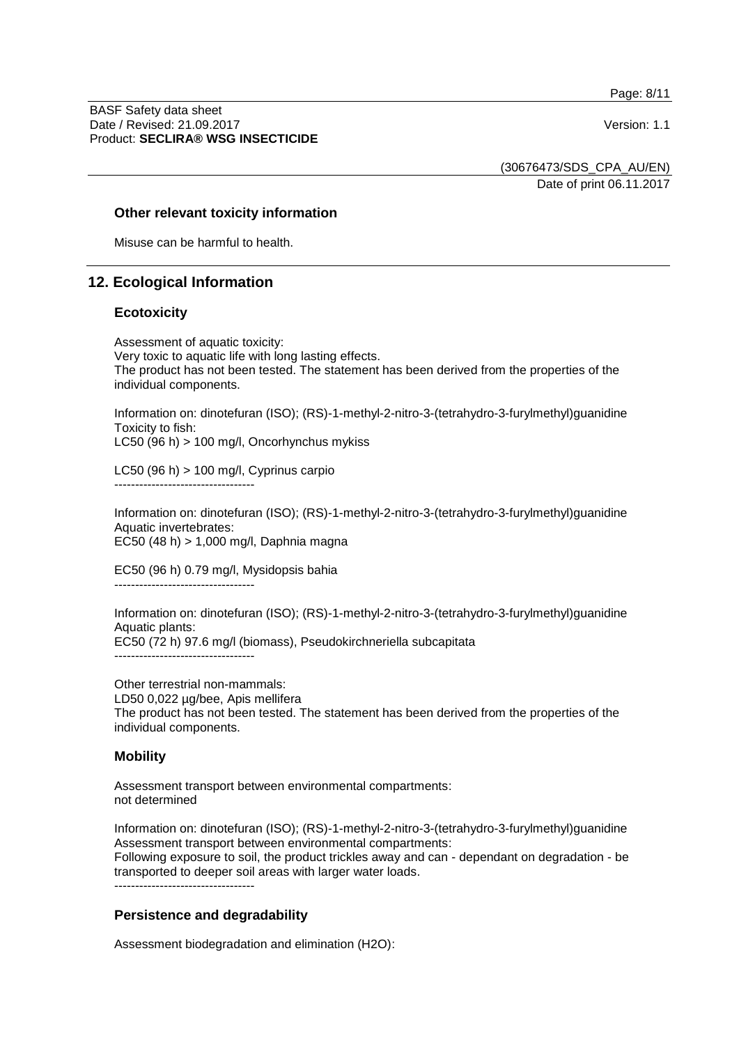### Other relevant toxicity information

Misuse can be harmful to health.

## 12. Ecological Information

### Ecotoxicity

Assessment of aquatic toxicity:
Very toxic to aquatic life with long lasting effects.
The product has not been tested. The statement has been derived from the properties of the individual components.

Information on: dinotefuran (ISO); (RS)-1-methyl-2-nitro-3-(tetrahydro-3-furylmethyl)guanidine
Toxicity to fish:
LC50 (96 h) > 100 mg/l, Oncorhynchus mykiss

LC50 (96 h) > 100 mg/l, Cyprinus carpio
----------------------------------

Information on: dinotefuran (ISO); (RS)-1-methyl-2-nitro-3-(tetrahydro-3-furylmethyl)guanidine
Aquatic invertebrates:
EC50 (48 h) > 1,000 mg/l, Daphnia magna

EC50 (96 h) 0.79 mg/l, Mysidopsis bahia
----------------------------------

Information on: dinotefuran (ISO); (RS)-1-methyl-2-nitro-3-(tetrahydro-3-furylmethyl)guanidine
Aquatic plants:
EC50 (72 h) 97.6 mg/l (biomass), Pseudokirchneriella subcapitata
----------------------------------

Other terrestrial non-mammals:
LD50 0,022 µg/bee, Apis mellifera
The product has not been tested. The statement has been derived from the properties of the individual components.

### Mobility

Assessment transport between environmental compartments:
not determined

Information on: dinotefuran (ISO); (RS)-1-methyl-2-nitro-3-(tetrahydro-3-furylmethyl)guanidine
Assessment transport between environmental compartments:
Following exposure to soil, the product trickles away and can - dependant on degradation - be transported to deeper soil areas with larger water loads.
----------------------------------

### Persistence and degradability

Assessment biodegradation and elimination ($H_2O$):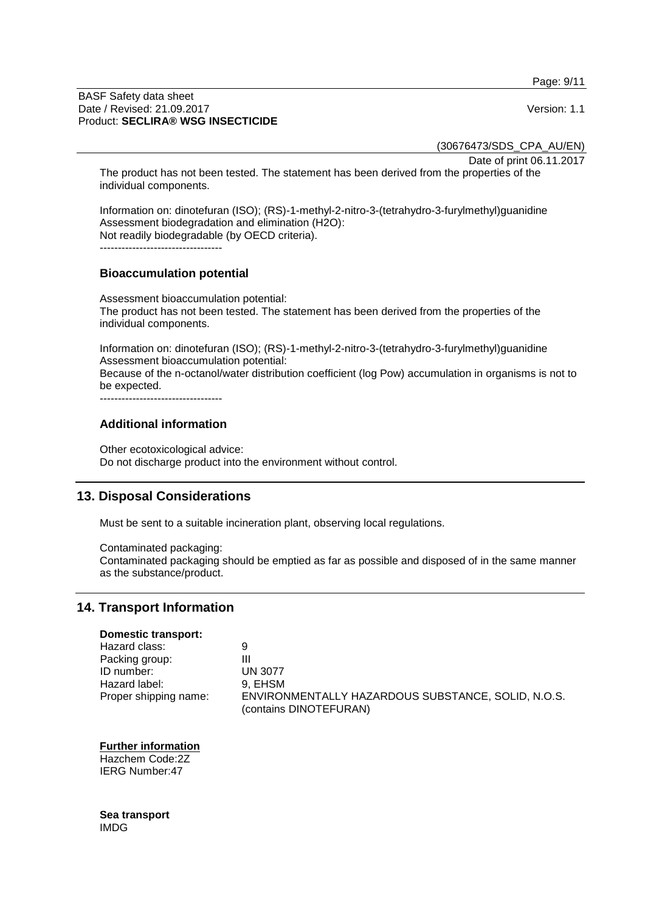The product has not been tested. The statement has been derived from the properties of the individual components.

Information on: dinotefuran (ISO); (RS)-1-methyl-2-nitro-3-(tetrahydro-3-furylmethyl)guanidine
Assessment biodegradation and elimination ($H_2O$):
Not readily biodegradable (by OECD criteria).
----------------------------------

### Bioaccumulation potential

Assessment bioaccumulation potential:
The product has not been tested. The statement has been derived from the properties of the individual components.

Information on: dinotefuran (ISO); (RS)-1-methyl-2-nitro-3-(tetrahydro-3-furylmethyl)guanidine
Assessment bioaccumulation potential:
Because of the n-octanol/water distribution coefficient (log Pow) accumulation in organisms is not to be expected.
----------------------------------

### Additional information

Other ecotoxicological advice:
Do not discharge product into the environment without control.

## 13. Disposal Considerations

Must be sent to a suitable incineration plant, observing local regulations.

Contaminated packaging:
Contaminated packaging should be emptied as far as possible and disposed of in the same manner as the substance/product.

## 14. Transport Information

**Domestic transport:**

| | |
|---|---|
| Hazard class: | 9 |
| Packing group: | III |
| ID number: | UN 3077 |
| Hazard label: | 9, EHSM |
| Proper shipping name: | ENVIRONMENTALLY HAZARDOUS SUBSTANCE, SOLID, N.O.S. (contains DINOTEFURAN) |

**Further information**
Hazchem Code:2Z
IERG Number:47

**Sea transport**
IMDG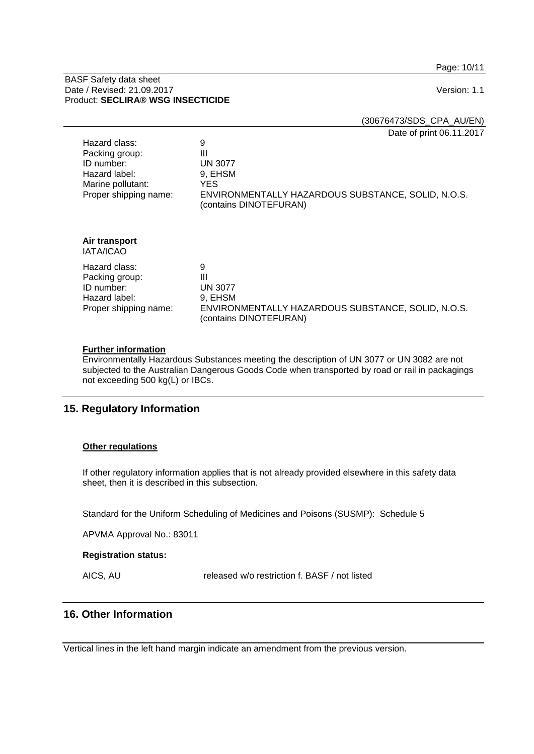(30676473/SDS_CPA_AU/EN)

Date of print 06.11.2017

| | |
|---|---|
| Hazard class: | 9 |
| Packing group: | III |
| ID number: | UN 3077 |
| Hazard label: | 9, EHSM |
| Marine pollutant: | YES |
| Proper shipping name: | ENVIRONMENTALLY HAZARDOUS SUBSTANCE, SOLID, N.O.S. (contains DINOTEFURAN) |

**Air transport**
IATA/ICAO

| | |
|---|---|
| Hazard class: | 9 |
| Packing group: | III |
| ID number: | UN 3077 |
| Hazard label: | 9, EHSM |
| Proper shipping name: | ENVIRONMENTALLY HAZARDOUS SUBSTANCE, SOLID, N.O.S. (contains DINOTEFURAN) |

**Further information**

Environmentally Hazardous Substances meeting the description of UN 3077 or UN 3082 are not subjected to the Australian Dangerous Goods Code when transported by road or rail in packagings not exceeding 500 kg(L) or IBCs.

## 15. Regulatory Information

**Other regulations**

If other regulatory information applies that is not already provided elsewhere in this safety data sheet, then it is described in this subsection.

Standard for the Uniform Scheduling of Medicines and Poisons (SUSMP): Schedule 5

APVMA Approval No.: 83011

**Registration status:**

AICS, AU released w/o restriction f. BASF / not listed

## 16. Other Information

Vertical lines in the left hand margin indicate an amendment from the previous version.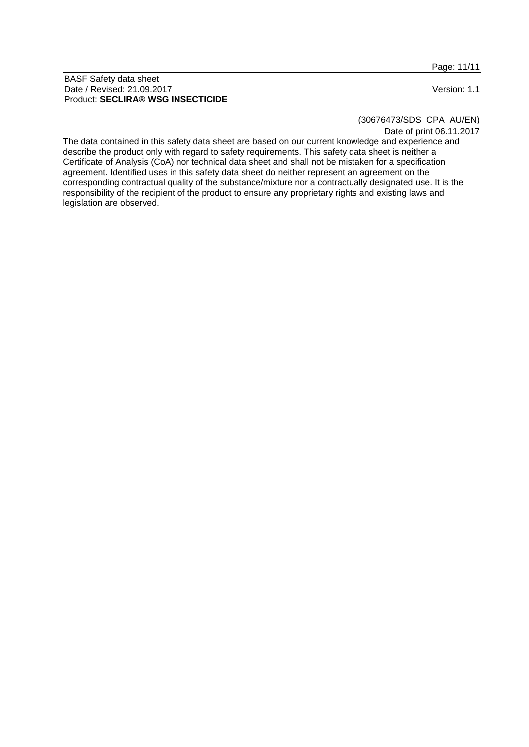The data contained in this safety data sheet are based on our current knowledge and experience and describe the product only with regard to safety requirements. This safety data sheet is neither a Certificate of Analysis (CoA) nor technical data sheet and shall not be mistaken for a specification agreement. Identified uses in this safety data sheet do neither represent an agreement on the corresponding contractual quality of the substance/mixture nor a contractually designated use. It is the responsibility of the recipient of the product to ensure any proprietary rights and existing laws and legislation are observed.